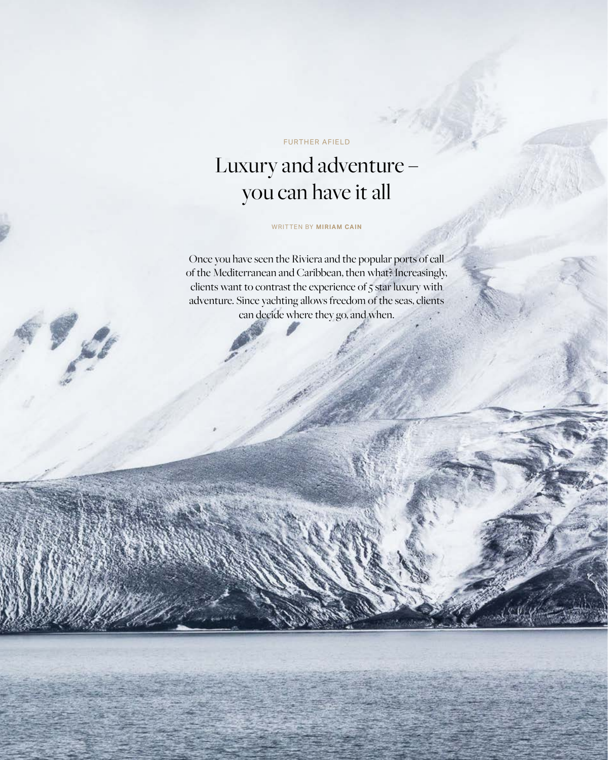FURTHER AFIELD

# Luxury and adventure – you can have it all

WRITTEN BY **MIRIAM CAIN**

Once you have seen the Riviera and the popular ports of call of the Mediterranean and Caribbean, then what? Increasingly, clients want to contrast the experience of 5 star luxury with adventure. Since yachting allows freedom of the seas, clients can decide where they go, and when.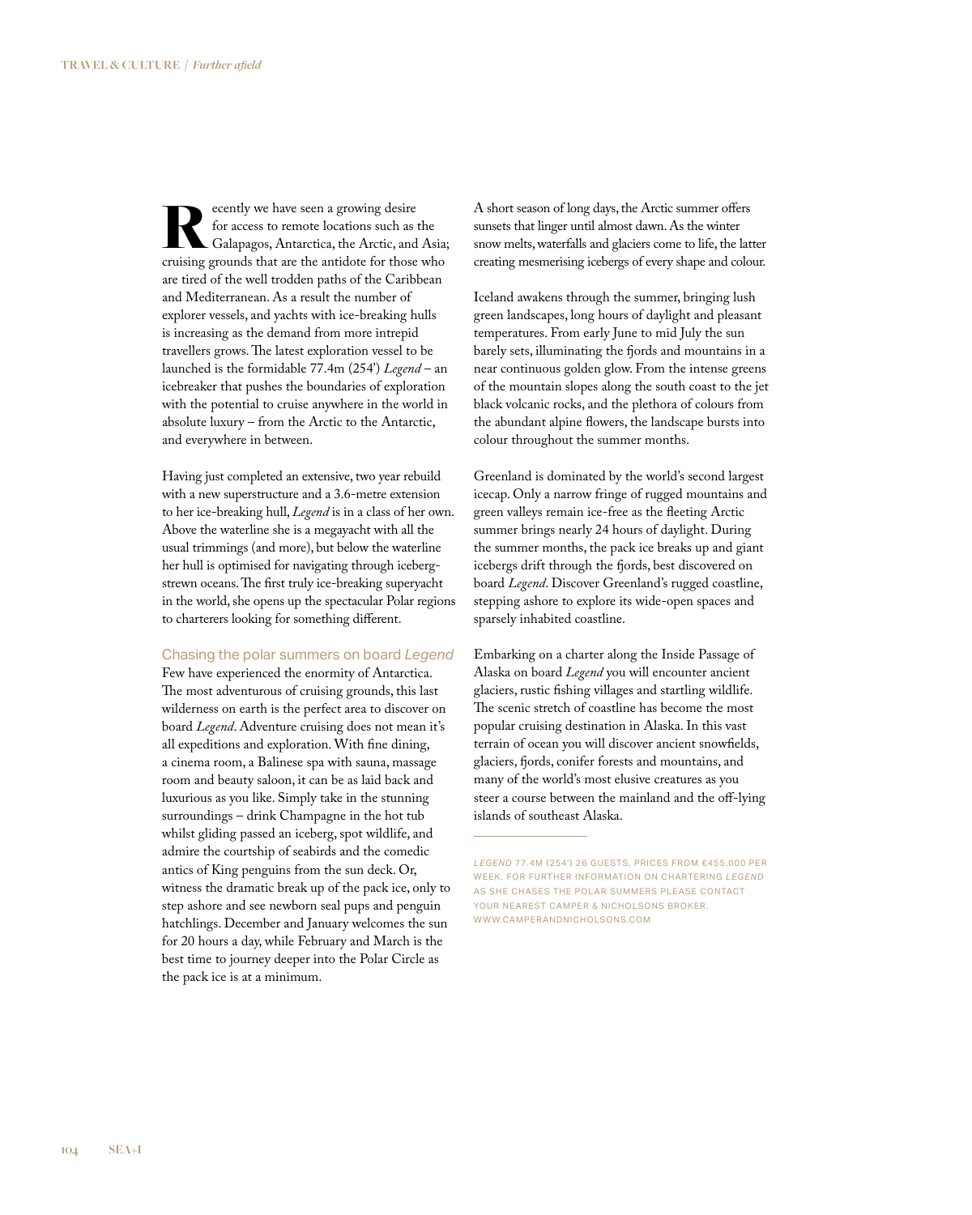Recently we have seen a growing desire for access to remote locations such as the Galapagos, Antarctica, the Arctic, and Asia; cruising grounds that are the antidote for those who are tired of the well trodden paths of the Caribbean and Mediterranean. As a result the number of explorer vessels, and yachts with ice-breaking hulls is increasing as the demand from more intrepid travellers grows. The latest exploration vessel to be launched is the formidable 77.4m (254') *Legend* – an icebreaker that pushes the boundaries of exploration with the potential to cruise anywhere in the world in absolute luxury – from the Arctic to the Antarctic, and everywhere in between.

Having just completed an extensive, two year rebuild with a new superstructure and a 3.6-metre extension to her ice-breaking hull, *Legend* is in a class of her own. Above the waterline she is a megayacht with all the usual trimmings (and more), but below the waterline her hull is optimised for navigating through iceberg-strewn oceans. The first truly ice-breaking superyacht in the world, she opens up the spectacular Polar regions to charterers looking for something different.

## Chasing the polar summers on board *Legend*

Few have experienced the enormity of Antarctica. The most adventurous of cruising grounds, this last wilderness on earth is the perfect area to discover on board *Legend*. Adventure cruising does not mean it's all expeditions and exploration. With fine dining, a cinema room, a Balinese spa with sauna, massage room and beauty saloon, it can be as laid back and luxurious as you like. Simply take in the stunning surroundings – drink Champagne in the hot tub whilst gliding passed an iceberg, spot wildlife, and admire the courtship of seabirds and the comedic antics of King penguins from the sun deck. Or, witness the dramatic break up of the pack ice, only to step ashore and see newborn seal pups and penguin hatchlings. December and January welcomes the sun for 20 hours a day, while February and March is the best time to journey deeper into the Polar Circle as the pack ice is at a minimum.

A short season of long days, the Arctic summer offers sunsets that linger until almost dawn. As the winter snow melts, waterfalls and glaciers come to life, the latter creating mesmerising icebergs of every shape and colour.

Iceland awakens through the summer, bringing lush green landscapes, long hours of daylight and pleasant temperatures. From early June to mid July the sun barely sets, illuminating the fjords and mountains in a near continuous golden glow. From the intense greens of the mountain slopes along the south coast to the jet black volcanic rocks, and the plethora of colours from the abundant alpine flowers, the landscape bursts into colour throughout the summer months.

Greenland is dominated by the world's second largest icecap. Only a narrow fringe of rugged mountains and green valleys remain ice-free as the fleeting Arctic summer brings nearly 24 hours of daylight. During the summer months, the pack ice breaks up and giant icebergs drift through the fjords, best discovered on board *Legend*. Discover Greenland's rugged coastline, stepping ashore to explore its wide-open spaces and sparsely inhabited coastline.

Embarking on a charter along the Inside Passage of Alaska on board *Legend* you will encounter ancient glaciers, rustic fishing villages and startling wildlife. The scenic stretch of coastline has become the most popular cruising destination in Alaska. In this vast terrain of ocean you will discover ancient snowfields, glaciers, fjords, conifer forests and mountains, and many of the world's most elusive creatures as you steer a course between the mainland and the off-lying islands of southeast Alaska.

---

*LEGEND* 77.4M (254') 26 GUESTS, PRICES FROM €455,000 PER WEEK. FOR FURTHER INFORMATION ON CHARTERING *LEGEND* AS SHE CHASES THE POLAR SUMMERS PLEASE CONTACT YOUR NEAREST CAMPER & NICHOLSONS BROKER. WWW.CAMPERANDNICHOLSONS.COM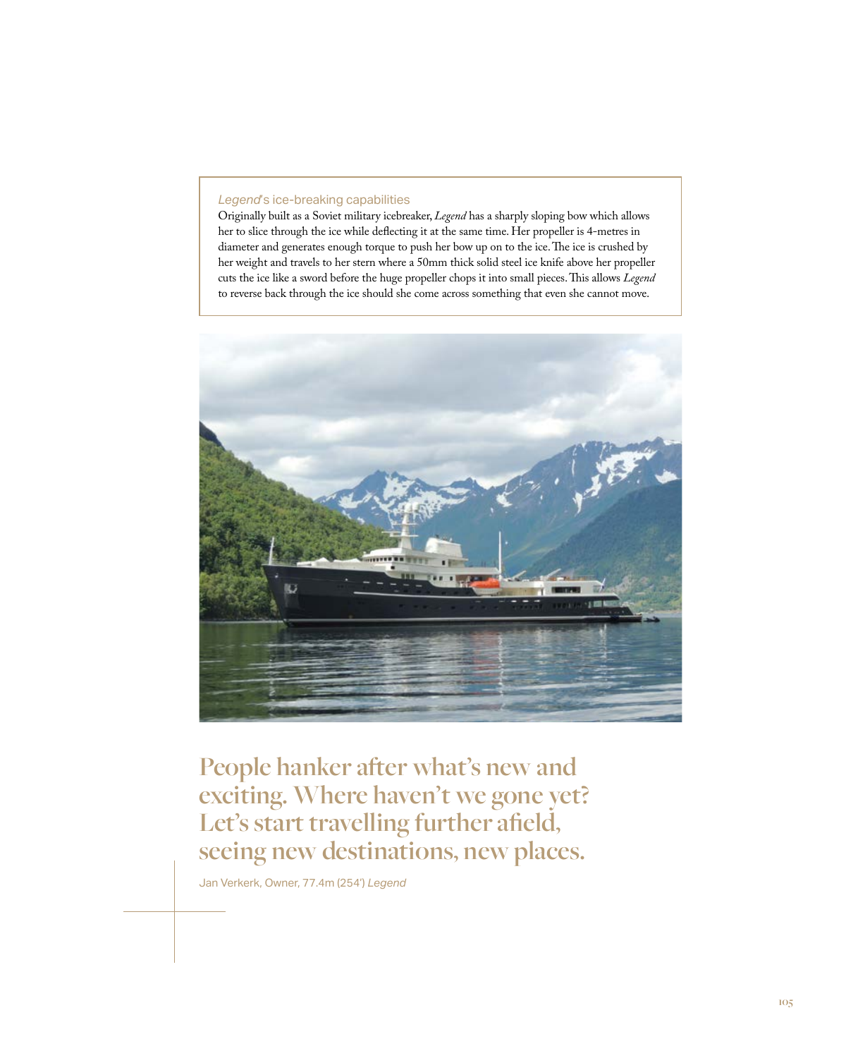### *Legend*'s ice-breaking capabilities

Originally built as a Soviet military icebreaker, *Legend* has a sharply sloping bow which allows her to slice through the ice while deflecting it at the same time. Her propeller is 4-metres in diameter and generates enough torque to push her bow up on to the ice. The ice is crushed by her weight and travels to her stern where a 50mm thick solid steel ice knife above her propeller cuts the ice like a sword before the huge propeller chops it into small pieces. This allows *Legend* to reverse back through the ice should she come across something that even she cannot move.

## People hanker after what's new and exciting. Where haven't we gone yet? Let's start travelling further afield, seeing new destinations, new places.

Jan Verkerk, Owner, 77.4m (254') *Legend*